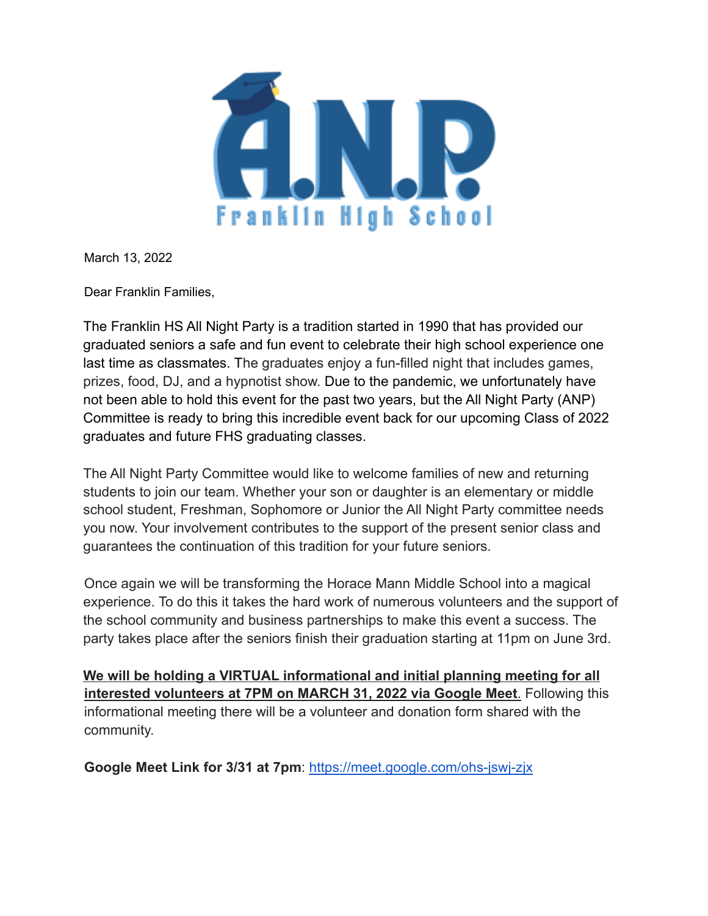# A.N.P. Franklin High School

March 13, 2022

Dear Franklin Families,

The Franklin HS All Night Party is a tradition started in 1990 that has provided our graduated seniors a safe and fun event to celebrate their high school experience one last time as classmates. The graduates enjoy a fun-filled night that includes games, prizes, food, DJ, and a hypnotist show. Due to the pandemic, we unfortunately have not been able to hold this event for the past two years, but the All Night Party (ANP) Committee is ready to bring this incredible event back for our upcoming Class of 2022 graduates and future FHS graduating classes.

The All Night Party Committee would like to welcome families of new and returning students to join our team. Whether your son or daughter is an elementary or middle school student, Freshman, Sophomore or Junior the All Night Party committee needs you now. Your involvement contributes to the support of the present senior class and guarantees the continuation of this tradition for your future seniors.

Once again we will be transforming the Horace Mann Middle School into a magical experience. To do this it takes the hard work of numerous volunteers and the support of the school community and business partnerships to make this event a success. The party takes place after the seniors finish their graduation starting at 11pm on June 3rd.

**We will be holding a VIRTUAL informational and initial planning meeting for all interested volunteers at 7PM on MARCH 31, 2022 via Google Meet**. Following this informational meeting there will be a volunteer and donation form shared with the community.

**Google Meet Link for 3/31 at 7pm**: https://meet.google.com/ohs-jswj-zjx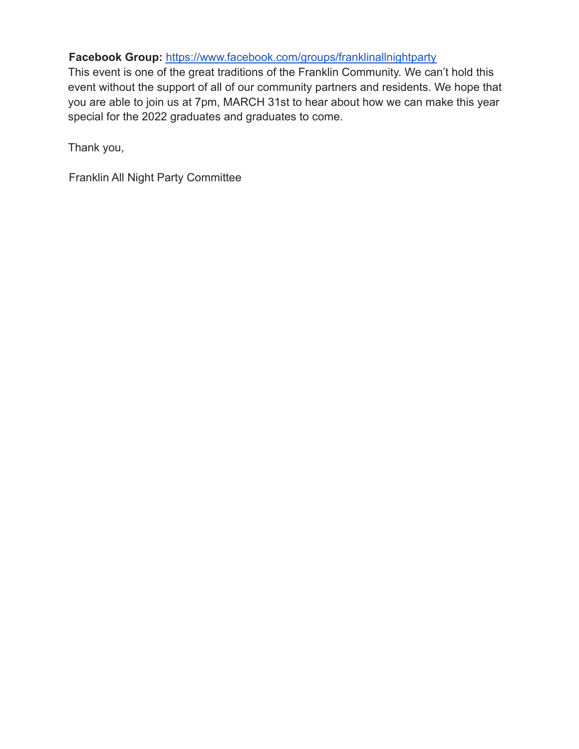**Facebook Group:** [https://www.facebook.com/groups/franklinallnightparty](https://www.facebook.com/groups/franklinallnightparty)
This event is one of the great traditions of the Franklin Community. We can't hold this event without the support of all of our community partners and residents. We hope that you are able to join us at 7pm, MARCH 31st to hear about how we can make this year special for the 2022 graduates and graduates to come.

Thank you,

Franklin All Night Party Committee